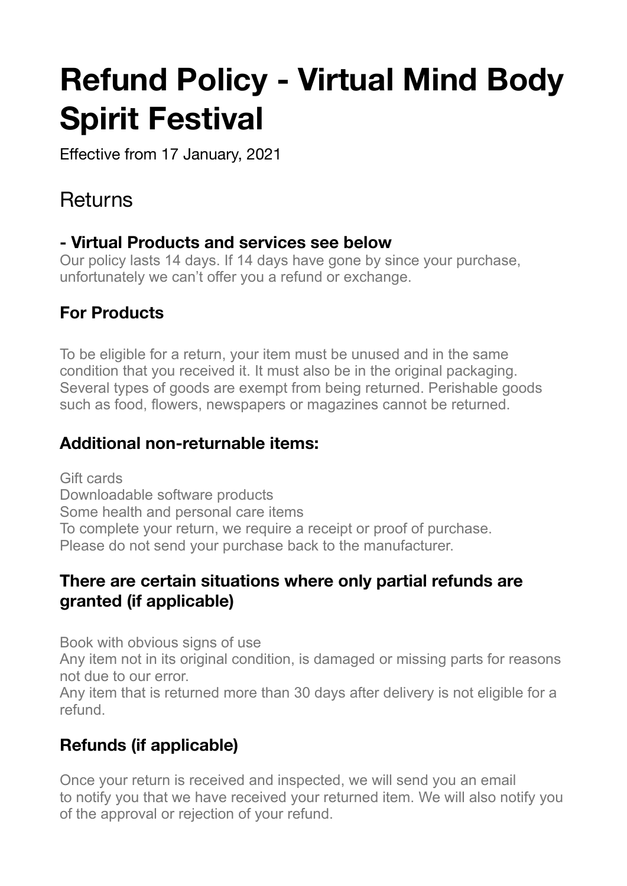# Refund Policy - Virtual Mind Body Spirit Festival

Effective from 17 January, 2021

## Returns

### - Virtual Products and services see below

Our policy lasts 14 days. If 14 days have gone by since your purchase, unfortunately we can't offer you a refund or exchange.

### For Products

To be eligible for a return, your item must be unused and in the same condition that you received it. It must also be in the original packaging. Several types of goods are exempt from being returned. Perishable goods such as food, flowers, newspapers or magazines cannot be returned.

### Additional non-returnable items:

Gift cards
Downloadable software products
Some health and personal care items
To complete your return, we require a receipt or proof of purchase.
Please do not send your purchase back to the manufacturer.

### There are certain situations where only partial refunds are granted (if applicable)

Book with obvious signs of use
Any item not in its original condition, is damaged or missing parts for reasons not due to our error.
Any item that is returned more than 30 days after delivery is not eligible for a refund.

### Refunds (if applicable)

Once your return is received and inspected, we will send you an email to notify you that we have received your returned item. We will also notify you of the approval or rejection of your refund.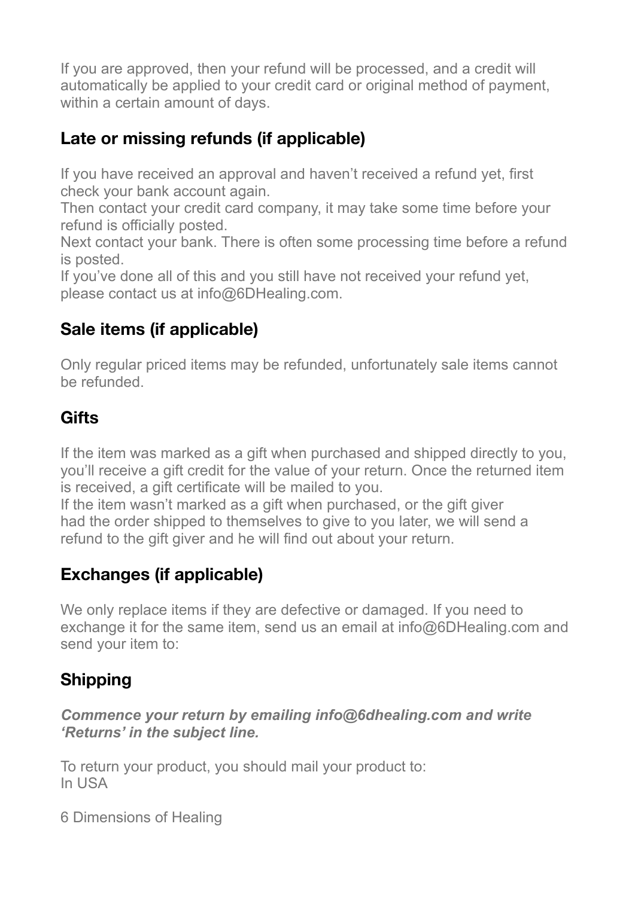If you are approved, then your refund will be processed, and a credit will automatically be applied to your credit card or original method of payment, within a certain amount of days.

## Late or missing refunds (if applicable)

If you have received an approval and haven't received a refund yet, first check your bank account again.
Then contact your credit card company, it may take some time before your refund is officially posted.
Next contact your bank. There is often some processing time before a refund is posted.
If you've done all of this and you still have not received your refund yet, please contact us at info@6DHealing.com.

## Sale items (if applicable)

Only regular priced items may be refunded, unfortunately sale items cannot be refunded.

## Gifts

If the item was marked as a gift when purchased and shipped directly to you, you'll receive a gift credit for the value of your return. Once the returned item is received, a gift certificate will be mailed to you.
If the item wasn't marked as a gift when purchased, or the gift giver had the order shipped to themselves to give to you later, we will send a refund to the gift giver and he will find out about your return.

## Exchanges (if applicable)

We only replace items if they are defective or damaged. If you need to exchange it for the same item, send us an email at info@6DHealing.com and send your item to:

## Shipping

***Commence your return by emailing info@6dhealing.com and write 'Returns' in the subject line.***

To return your product, you should mail your product to:
In USA

6 Dimensions of Healing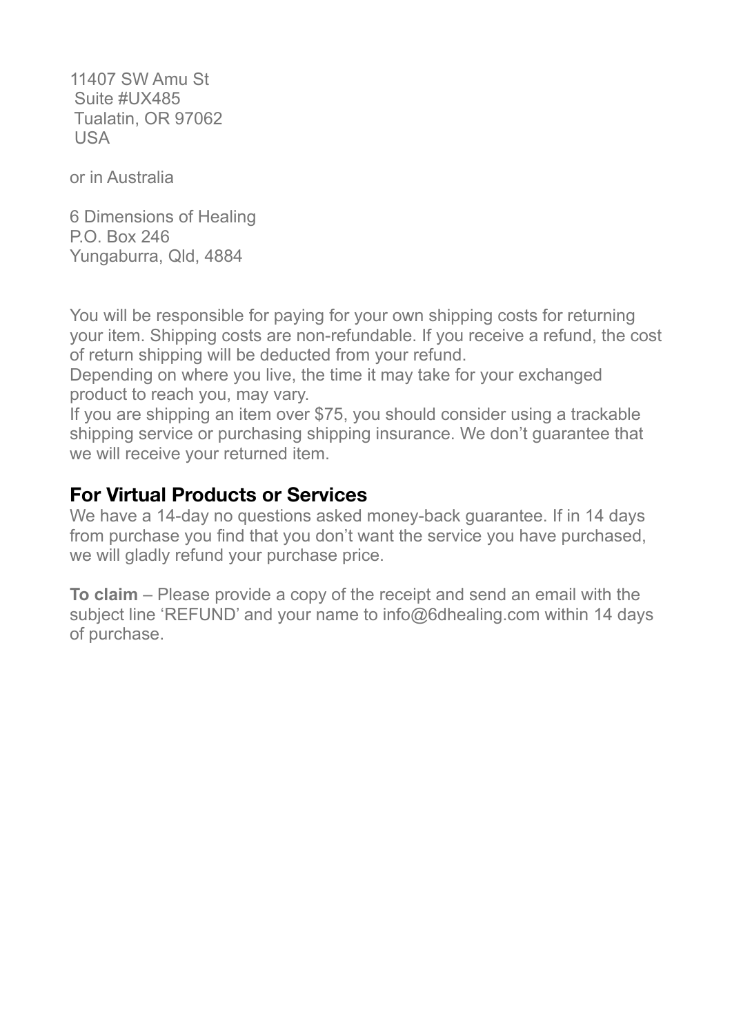11407 SW Amu St
Suite #UX485
Tualatin, OR 97062
USA

or in Australia

6 Dimensions of Healing
P.O. Box 246
Yungaburra, Qld, 4884

You will be responsible for paying for your own shipping costs for returning your item. Shipping costs are non-refundable. If you receive a refund, the cost of return shipping will be deducted from your refund.
Depending on where you live, the time it may take for your exchanged product to reach you, may vary.
If you are shipping an item over $75, you should consider using a trackable shipping service or purchasing shipping insurance. We don't guarantee that we will receive your returned item.

## For Virtual Products or Services

We have a 14-day no questions asked money-back guarantee. If in 14 days from purchase you find that you don't want the service you have purchased, we will gladly refund your purchase price.

**To claim** – Please provide a copy of the receipt and send an email with the subject line 'REFUND' and your name to info@6dhealing.com within 14 days of purchase.